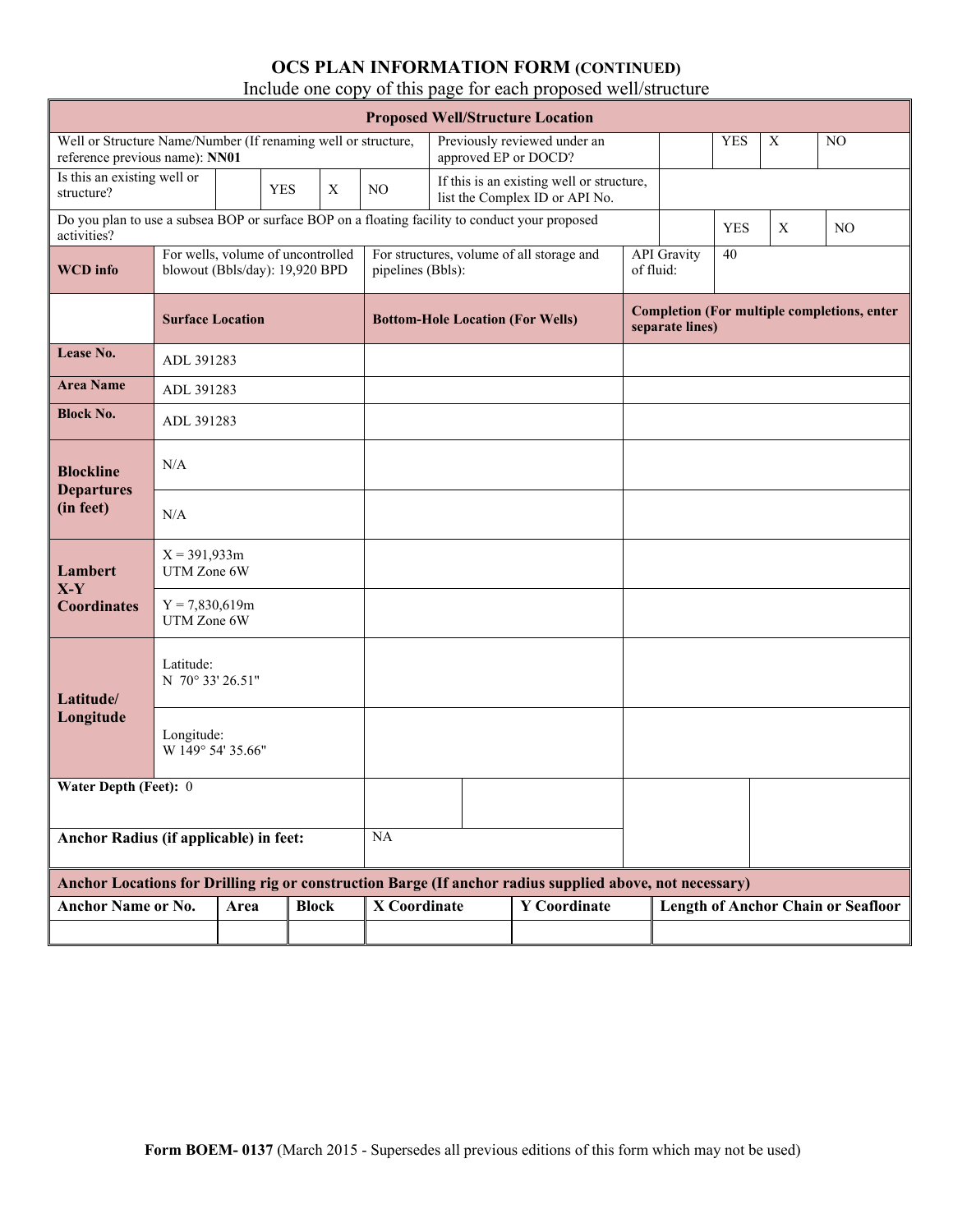# OCS PLAN INFORMATION FORM (CONTINUED)

Include one copy of this page for each proposed well/structure

| **Proposed Well/Structure Location** | | | | | | | | |
|---|---|---|---|---|---|---|---|---|
| Well or Structure Name/Number (If renaming well or structure, reference previous name): **NN01** | | | | Previously reviewed under an approved EP or DOCD? | | YES | X | NO |
| Is this an existing well or structure? | | YES | X | NO | If this is an existing well or structure, list the Complex ID or API No. | | | |
| Do you plan to use a subsea BOP or surface BOP on a floating facility to conduct your proposed activities? | | | | | | YES | X | NO |
| **WCD info** | For wells, volume of uncontrolled blowout (Bbls/day): 19,920 BPD | | For structures, volume of all storage and pipelines (Bbls): | | API Gravity of fluid: | 40 | | |
| | **Surface Location** | | **Bottom-Hole Location (For Wells)** | | **Completion (For multiple completions, enter separate lines)** | | | |
| **Lease No.** | ADL 391283 | | | | | | | |
| **Area Name** | ADL 391283 | | | | | | | |
| **Block No.** | ADL 391283 | | | | | | | |
| **Blockline Departures (in feet)** | N/A | | | | | | | |
| | N/A | | | | | | | |
| **Lambert X-Y Coordinates** | X = 391,933m UTM Zone 6W | | | | | | | |
| | Y = 7,830,619m UTM Zone 6W | | | | | | | |
| **Latitude/ Longitude** | Latitude: N 70° 33' 26.51" | | | | | | | |
| | Longitude: W 149° 54' 35.66" | | | | | | | |
| **Water Depth (Feet):** 0 | | | | | | | | |
| **Anchor Radius (if applicable) in feet:** | | | NA | | | | | |

| **Anchor Locations for Drilling rig or construction Barge (If anchor radius supplied above, not necessary)** | | | | | |
|---|---|---|---|---|---|
| **Anchor Name or No.** | **Area** | **Block** | **X Coordinate** | **Y Coordinate** | **Length of Anchor Chain or Seafloor** |
| | | | | | |

**Form BOEM- 0137** (March 2015 - Supersedes all previous editions of this form which may not be used)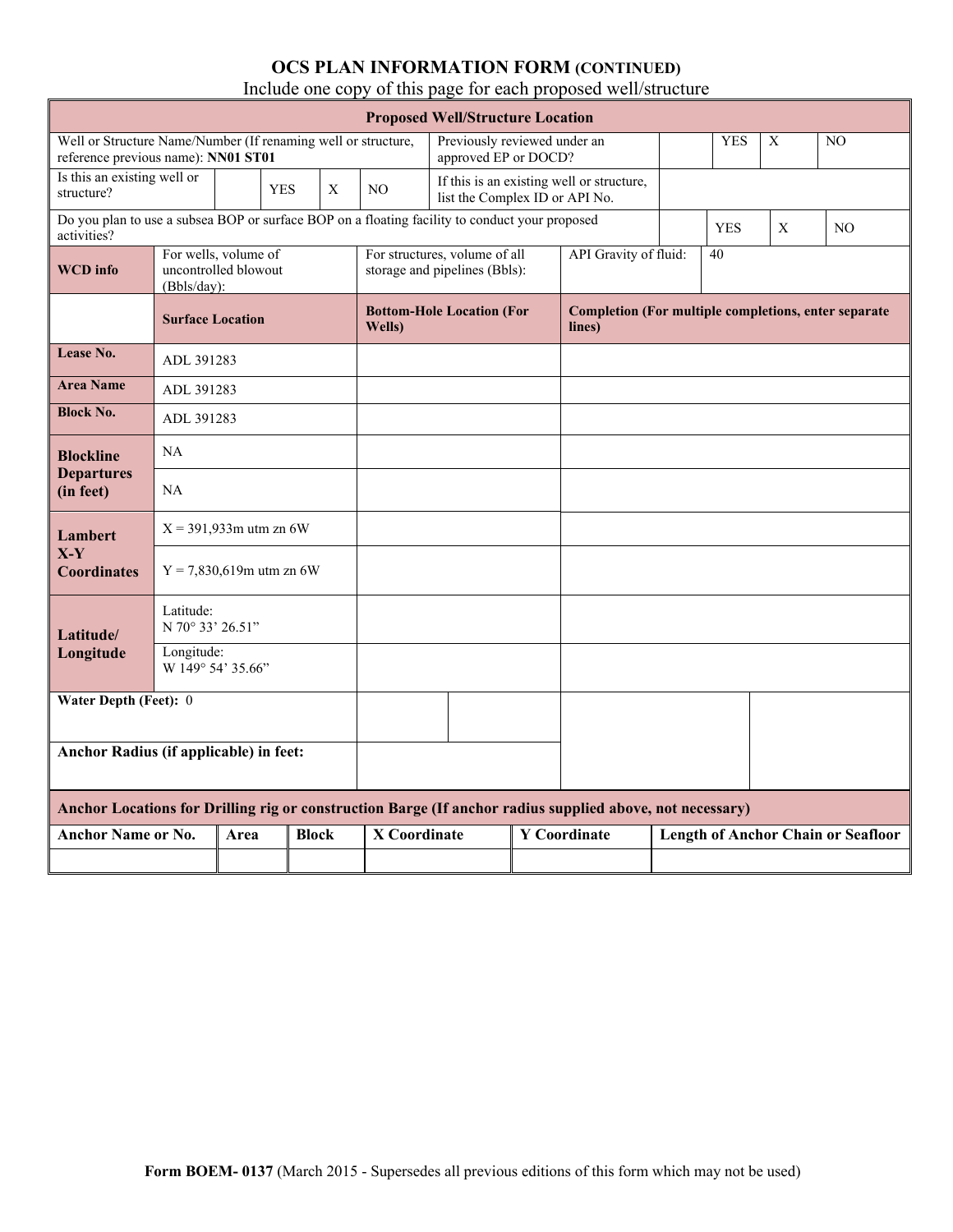# OCS PLAN INFORMATION FORM (CONTINUED)

Include one copy of this page for each proposed well/structure

| **Proposed Well/Structure Location** | | | | | | | | |
|---|---|---|---|---|---|---|---|---|
| Well or Structure Name/Number (If renaming well or structure, reference previous name): **NN01 ST01** | | | | Previously reviewed under an approved EP or DOCD? | | YES | X | NO |
| Is this an existing well or structure? | | YES | X | NO | If this is an existing well or structure, list the Complex ID or API No. | | | |
| Do you plan to use a subsea BOP or surface BOP on a floating facility to conduct your proposed activities? | | | | | | YES | X | NO |
| **WCD info** | For wells, volume of uncontrolled blowout (Bbls/day): | | For structures, volume of all storage and pipelines (Bbls): | | API Gravity of fluid: | 40 | | |

| | **Surface Location** | **Bottom-Hole Location (For Wells)** | **Completion (For multiple completions, enter separate lines)** |
|---|---|---|---|
| **Lease No.** | ADL 391283 | | |
| **Area Name** | ADL 391283 | | |
| **Block No.** | ADL 391283 | | |
| **Blockline Departures (in feet)** | NA | | |
| | NA | | |
| **Lambert X-Y Coordinates** | X = 391,933m utm zn 6W | | |
| | Y = 7,830,619m utm zn 6W | | |
| **Latitude/ Longitude** | Latitude: N 70° 33' 26.51" | | |
| | Longitude: W 149° 54' 35.66" | | |
| **Water Depth (Feet):** 0 | | | |
| **Anchor Radius (if applicable) in feet:** | | | |

| **Anchor Locations for Drilling rig or construction Barge (If anchor radius supplied above, not necessary)** | | | | | |
|---|---|---|---|---|---|
| **Anchor Name or No.** | **Area** | **Block** | **X Coordinate** | **Y Coordinate** | **Length of Anchor Chain or Seafloor** |
| | | | | | |

**Form BOEM- 0137** (March 2015 - Supersedes all previous editions of this form which may not be used)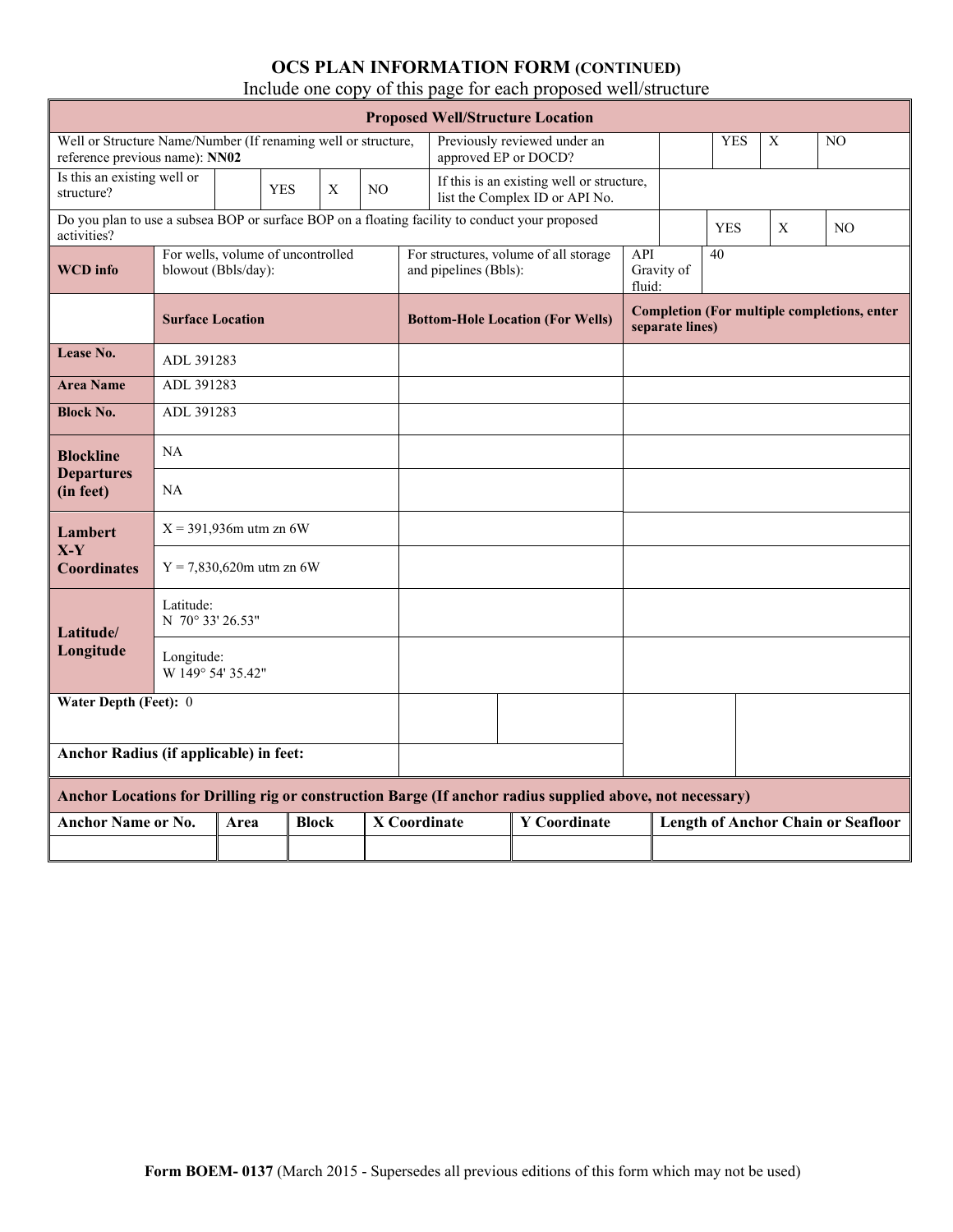# OCS PLAN INFORMATION FORM (CONTINUED)

Include one copy of this page for each proposed well/structure

| Proposed Well/Structure Location | | | | | | | | |
|---|---|---|---|---|---|---|---|---|
| Well or Structure Name/Number (If renaming well or structure, reference previous name): **NN02** | | | | Previously reviewed under an approved EP or DOCD? | | YES | X | NO |
| Is this an existing well or structure? | | YES | X NO | If this is an existing well or structure, list the Complex ID or API No. | | | | |
| Do you plan to use a subsea BOP or surface BOP on a floating facility to conduct your proposed activities? | | | | | | YES | X | NO |
| **WCD info** | For wells, volume of uncontrolled blowout (Bbls/day): | | | For structures, volume of all storage and pipelines (Bbls): | API Gravity of fluid: | 40 | | |

| | Surface Location | Bottom-Hole Location (For Wells) | Completion (For multiple completions, enter separate lines) |
|---|---|---|---|
| **Lease No.** | ADL 391283 | | |
| **Area Name** | ADL 391283 | | |
| **Block No.** | ADL 391283 | | |
| **Blockline Departures (in feet)** | NA | | |
| | NA | | |
| **Lambert X-Y Coordinates** | X = 391,936m utm zn 6W | | |
| | Y = 7,830,620m utm zn 6W | | |
| **Latitude/ Longitude** | Latitude: N 70° 33' 26.53" | | |
| | Longitude: W 149° 54' 35.42" | | |
| **Water Depth (Feet):** 0 | | | |
| **Anchor Radius (if applicable) in feet:** | | | |

| Anchor Locations for Drilling rig or construction Barge (If anchor radius supplied above, not necessary) | | | | | |
|---|---|---|---|---|---|
| **Anchor Name or No.** | **Area** | **Block** | **X Coordinate** | **Y Coordinate** | **Length of Anchor Chain or Seafloor** |
| | | | | | |

**Form BOEM- 0137** (March 2015 - Supersedes all previous editions of this form which may not be used)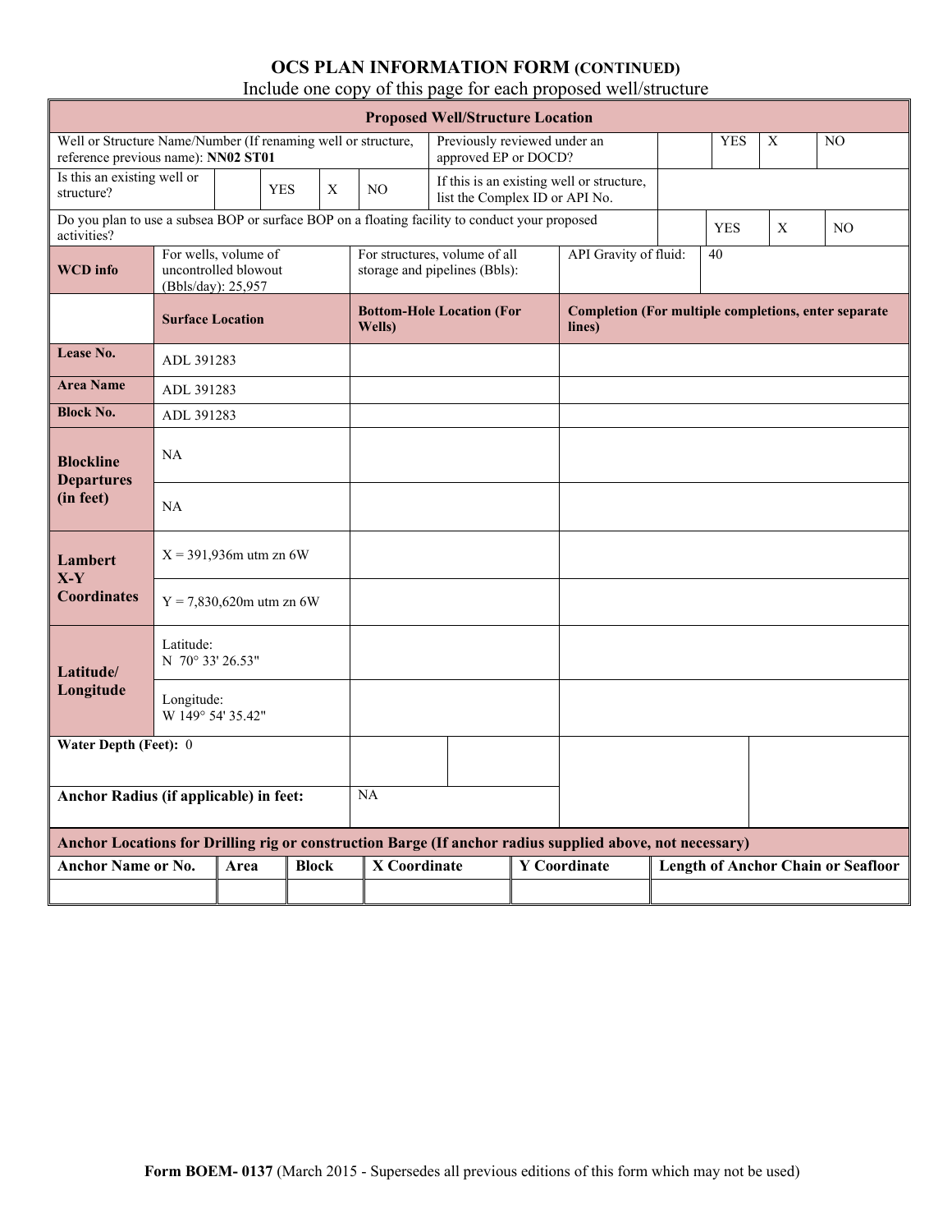# OCS PLAN INFORMATION FORM (CONTINUED)

Include one copy of this page for each proposed well/structure

| Proposed Well/Structure Location | | | | | | | |
|---|---|---|---|---|---|---|---|
| Well or Structure Name/Number (If renaming well or structure, reference previous name): **NN02 ST01** | | Previously reviewed under an approved EP or DOCD? | | | YES | X | NO |
| Is this an existing well or structure? | | YES | X | NO | If this is an existing well or structure, list the Complex ID or API No. | | |
| Do you plan to use a subsea BOP or surface BOP on a floating facility to conduct your proposed activities? | | | | | YES | X | NO |
| **WCD info** | For wells, volume of uncontrolled blowout (Bbls/day): 25,957 | For structures, volume of all storage and pipelines (Bbls): | | API Gravity of fluid: | 40 | | |
| | **Surface Location** | **Bottom-Hole Location (For Wells)** | | **Completion (For multiple completions, enter separate lines)** | | | |
| **Lease No.** | ADL 391283 | | | | | | |
| **Area Name** | ADL 391283 | | | | | | |
| **Block No.** | ADL 391283 | | | | | | |
| **Blockline Departures (in feet)** | NA | | | | | | |
| | NA | | | | | | |
| **Lambert X-Y Coordinates** | X = 391,936m utm zn 6W | | | | | | |
| | Y = 7,830,620m utm zn 6W | | | | | | |
| **Latitude/ Longitude** | Latitude: N 70° 33' 26.53" | | | | | | |
| | Longitude: W 149° 54' 35.42" | | | | | | |
| **Water Depth (Feet):** 0 | | | | | | | |
| **Anchor Radius (if applicable) in feet:** | | NA | | | | | |

| Anchor Locations for Drilling rig or construction Barge (If anchor radius supplied above, not necessary) | | | | | |
|---|---|---|---|---|---|
| **Anchor Name or No.** | **Area** | **Block** | **X Coordinate** | **Y Coordinate** | **Length of Anchor Chain or Seafloor** |
| | | | | | |

**Form BOEM- 0137** (March 2015 - Supersedes all previous editions of this form which may not be used)